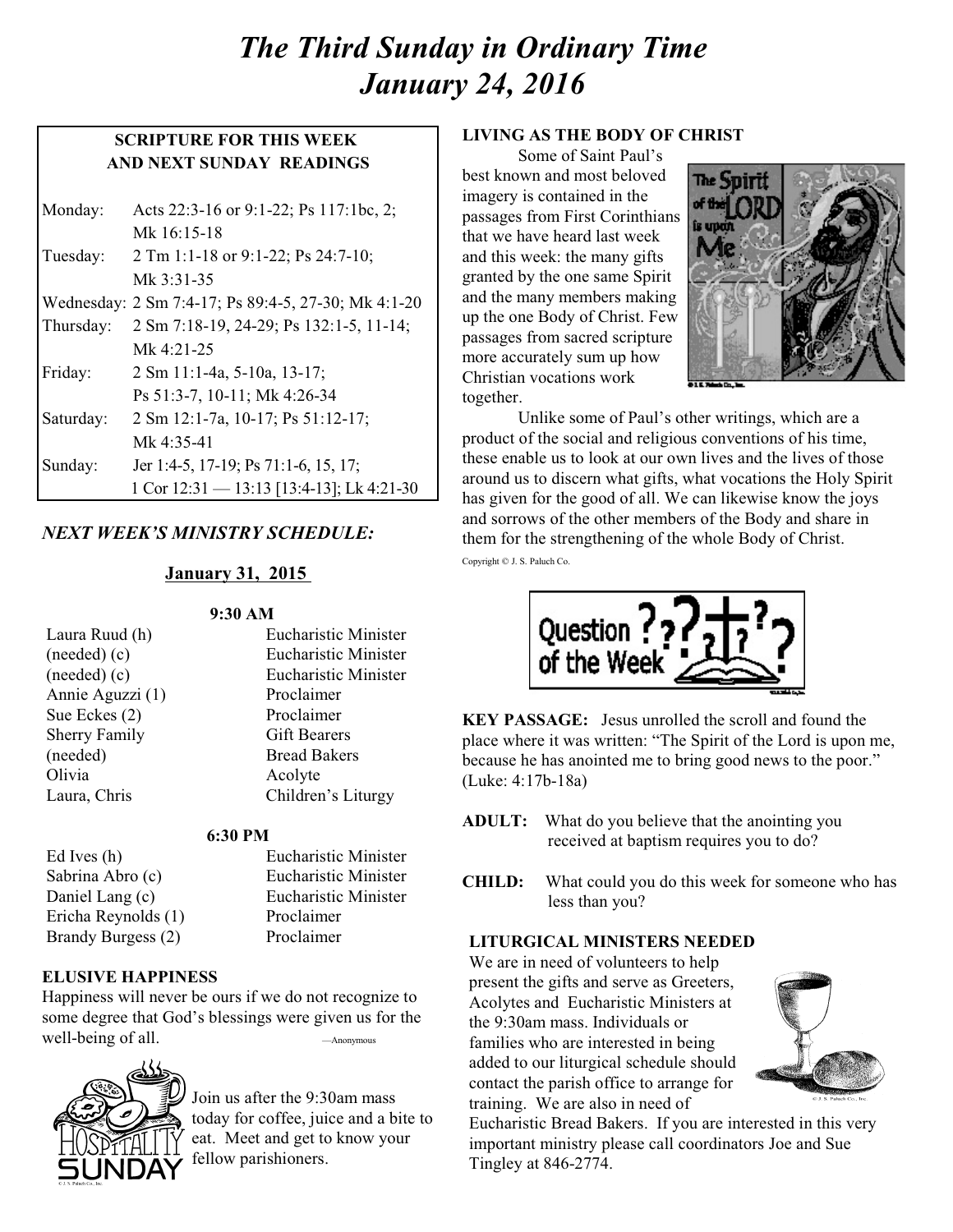# *The Third Sunday in Ordinary Time*
# *January 24, 2016*

**SCRIPTURE FOR THIS WEEK AND NEXT SUNDAY READINGS**

| | |
|---|---|
| Monday: | Acts 22:3-16 or 9:1-22; Ps 117:1bc, 2; Mk 16:15-18 |
| Tuesday: | 2 Tm 1:1-18 or 9:1-22; Ps 24:7-10; Mk 3:31-35 |
| Wednesday: | 2 Sm 7:4-17; Ps 89:4-5, 27-30; Mk 4:1-20 |
| Thursday: | 2 Sm 7:18-19, 24-29; Ps 132:1-5, 11-14; Mk 4:21-25 |
| Friday: | 2 Sm 11:1-4a, 5-10a, 13-17; Ps 51:3-7, 10-11; Mk 4:26-34 |
| Saturday: | 2 Sm 12:1-7a, 10-17; Ps 51:12-17; Mk 4:35-41 |
| Sunday: | Jer 1:4-5, 17-19; Ps 71:1-6, 15, 17; 1 Cor 12:31 — 13:13 [13:4-13]; Lk 4:21-30 |

## *NEXT WEEK'S MINISTRY SCHEDULE:*

**January 31, 2015**

**9:30 AM**

| | |
|---|---|
| Laura Ruud (h) | Eucharistic Minister |
| (needed) (c) | Eucharistic Minister |
| (needed) (c) | Eucharistic Minister |
| Annie Aguzzi (1) | Proclaimer |
| Sue Eckes (2) | Proclaimer |
| Sherry Family | Gift Bearers |
| (needed) | Bread Bakers |
| Olivia | Acolyte |
| Laura, Chris | Children's Liturgy |

**6:30 PM**

| | |
|---|---|
| Ed Ives (h) | Eucharistic Minister |
| Sabrina Abro (c) | Eucharistic Minister |
| Daniel Lang (c) | Eucharistic Minister |
| Ericha Reynolds (1) | Proclaimer |
| Brandy Burgess (2) | Proclaimer |

### ELUSIVE HAPPINESS

Happiness will never be ours if we do not recognize to some degree that God's blessings were given us for the well-being of all. —Anonymous

Join us after the 9:30am mass today for coffee, juice and a bite to eat. Meet and get to know your fellow parishioners.

### LIVING AS THE BODY OF CHRIST

Some of Saint Paul's best known and most beloved imagery is contained in the passages from First Corinthians that we have heard last week and this week: the many gifts granted by the one same Spirit and the many members making up the one Body of Christ. Few passages from sacred scripture more accurately sum up how Christian vocations work together.

Unlike some of Paul's other writings, which are a product of the social and religious conventions of his time, these enable us to look at our own lives and the lives of those around us to discern what gifts, what vocations the Holy Spirit has given for the good of all. We can likewise know the joys and sorrows of the other members of the Body and share in them for the strengthening of the whole Body of Christ.

Copyright © J. S. Paluch Co.

**KEY PASSAGE:** Jesus unrolled the scroll and found the place where it was written: "The Spirit of the Lord is upon me, because he has anointed me to bring good news to the poor." (Luke: 4:17b-18a)

**ADULT:** What do you believe that the anointing you received at baptism requires you to do?

**CHILD:** What could you do this week for someone who has less than you?

### LITURGICAL MINISTERS NEEDED

We are in need of volunteers to help present the gifts and serve as Greeters, Acolytes and Eucharistic Ministers at the 9:30am mass. Individuals or families who are interested in being added to our liturgical schedule should contact the parish office to arrange for training. We are also in need of Eucharistic Bread Bakers. If you are interested in this very important ministry please call coordinators Joe and Sue Tingley at 846-2774.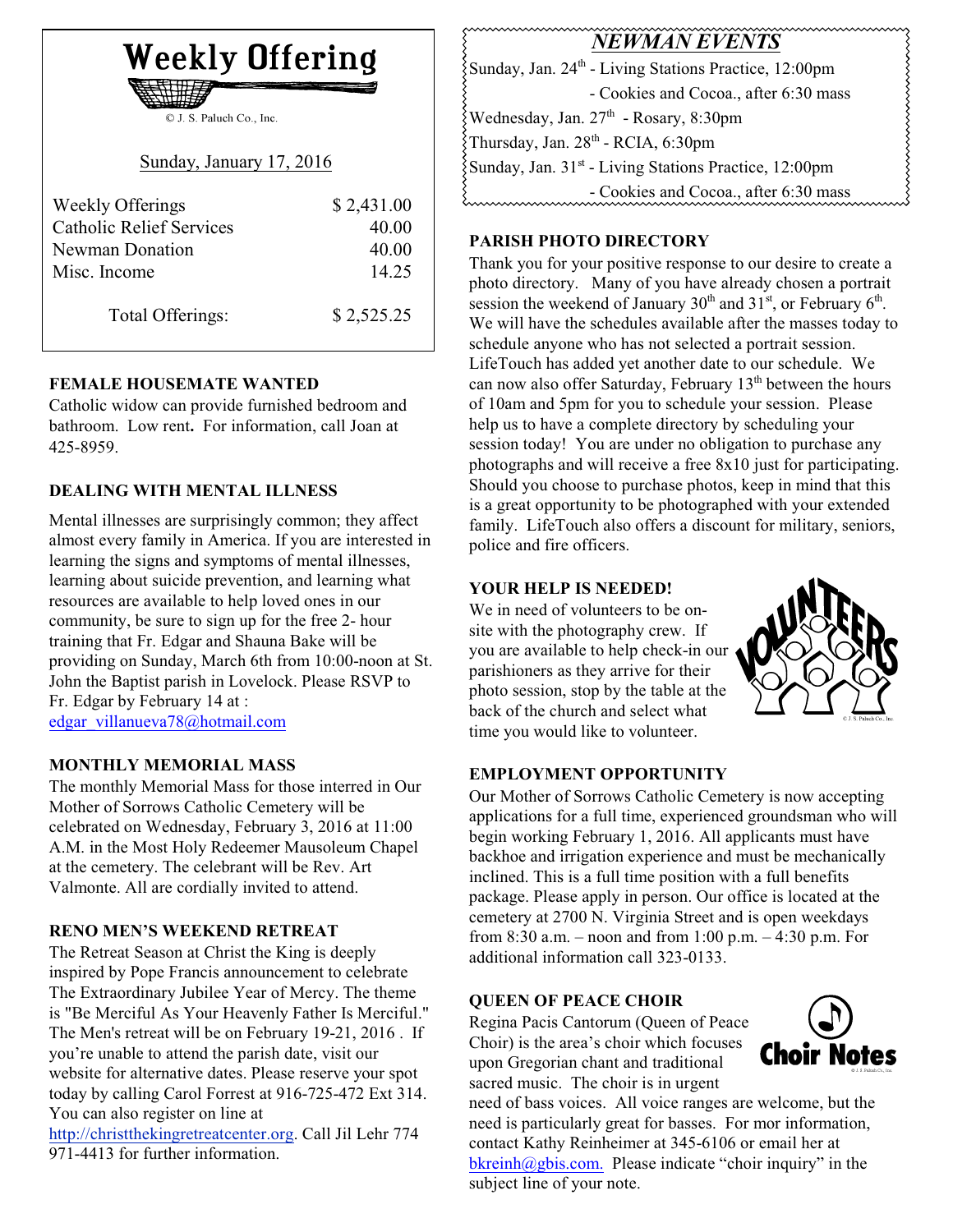# Weekly Offering

© J. S. Paluch Co., Inc.

Sunday, January 17, 2016

| | |
|---|---|
| Weekly Offerings | $ 2,431.00 |
| Catholic Relief Services | 40.00 |
| Newman Donation | 40.00 |
| Misc. Income | 14.25 |
| Total Offerings: | $ 2,525.25 |

### FEMALE HOUSEMATE WANTED

Catholic widow can provide furnished bedroom and bathroom. Low rent**.** For information, call Joan at 425-8959.

### DEALING WITH MENTAL ILLNESS

Mental illnesses are surprisingly common; they affect almost every family in America. If you are interested in learning the signs and symptoms of mental illnesses, learning about suicide prevention, and learning what resources are available to help loved ones in our community, be sure to sign up for the free 2- hour training that Fr. Edgar and Shauna Bake will be providing on Sunday, March 6th from 10:00-noon at St. John the Baptist parish in Lovelock. Please RSVP to Fr. Edgar by February 14 at : edgar_villanueva78@hotmail.com

### MONTHLY MEMORIAL MASS

The monthly Memorial Mass for those interred in Our Mother of Sorrows Catholic Cemetery will be celebrated on Wednesday, February 3, 2016 at 11:00 A.M. in the Most Holy Redeemer Mausoleum Chapel at the cemetery. The celebrant will be Rev. Art Valmonte. All are cordially invited to attend.

### RENO MEN'S WEEKEND RETREAT

The Retreat Season at Christ the King is deeply inspired by Pope Francis announcement to celebrate The Extraordinary Jubilee Year of Mercy. The theme is "Be Merciful As Your Heavenly Father Is Merciful." The Men's retreat will be on February 19-21, 2016 . If you're unable to attend the parish date, visit our website for alternative dates. Please reserve your spot today by calling Carol Forrest at 916-725-472 Ext 314. You can also register on line at http://christthekingretreatcenter.org. Call Jil Lehr 774 971-4413 for further information.

## *NEWMAN EVENTS*

Sunday, Jan. 24th - Living Stations Practice, 12:00pm
- Cookies and Cocoa., after 6:30 mass

Wednesday, Jan. 27th - Rosary, 8:30pm

Thursday, Jan. 28th - RCIA, 6:30pm

Sunday, Jan. 31st - Living Stations Practice, 12:00pm
- Cookies and Cocoa., after 6:30 mass

### PARISH PHOTO DIRECTORY

Thank you for your positive response to our desire to create a photo directory. Many of you have already chosen a portrait session the weekend of January 30th and 31st, or February 6th. We will have the schedules available after the masses today to schedule anyone who has not selected a portrait session. LifeTouch has added yet another date to our schedule. We can now also offer Saturday, February 13th between the hours of 10am and 5pm for you to schedule your session. Please help us to have a complete directory by scheduling your session today! You are under no obligation to purchase any photographs and will receive a free 8x10 just for participating. Should you choose to purchase photos, keep in mind that this is a great opportunity to be photographed with your extended family. LifeTouch also offers a discount for military, seniors, police and fire officers.

### YOUR HELP IS NEEDED!

We in need of volunteers to be on-site with the photography crew. If you are available to help check-in our parishioners as they arrive for their photo session, stop by the table at the back of the church and select what time you would like to volunteer.

### EMPLOYMENT OPPORTUNITY

Our Mother of Sorrows Catholic Cemetery is now accepting applications for a full time, experienced groundsman who will begin working February 1, 2016. All applicants must have backhoe and irrigation experience and must be mechanically inclined. This is a full time position with a full benefits package. Please apply in person. Our office is located at the cemetery at 2700 N. Virginia Street and is open weekdays from 8:30 a.m. – noon and from 1:00 p.m. – 4:30 p.m. For additional information call 323-0133.

### QUEEN OF PEACE CHOIR

Regina Pacis Cantorum (Queen of Peace Choir) is the area's choir which focuses upon Gregorian chant and traditional sacred music. The choir is in urgent need of bass voices. All voice ranges are welcome, but the need is particularly great for basses. For mor information, contact Kathy Reinheimer at 345-6106 or email her at bkreinh@gbis.com. Please indicate "choir inquiry" in the subject line of your note.